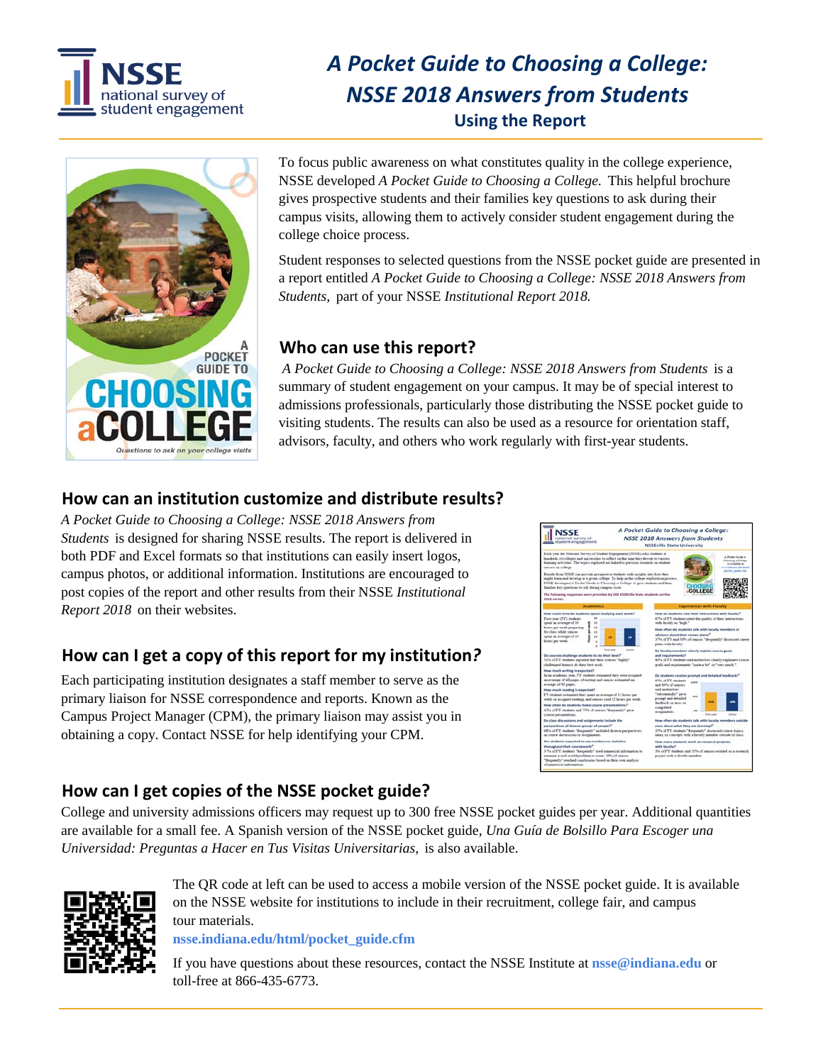# A Pocket Guide to Choosing a College: NSSE 2018 Answers from Students

## Using the Report

To focus public awareness on what constitutes quality in the college experience, NSSE developed *A Pocket Guide to Choosing a College.* This helpful brochure gives prospective students and their families key questions to ask during their campus visits, allowing them to actively consider student engagement during the college choice process.

Student responses to selected questions from the NSSE pocket guide are presented in a report entitled *A Pocket Guide to Choosing a College: NSSE 2018 Answers from Students,* part of your NSSE *Institutional Report 2018.*

### Who can use this report?

*A Pocket Guide to Choosing a College: NSSE 2018 Answers from Students* is a summary of student engagement on your campus. It may be of special interest to admissions professionals, particularly those distributing the NSSE pocket guide to visiting students. The results can also be used as a resource for orientation staff, advisors, faculty, and others who work regularly with first-year students.

### How can an institution customize and distribute results?

*A Pocket Guide to Choosing a College: NSSE 2018 Answers from Students* is designed for sharing NSSE results. The report is delivered in both PDF and Excel formats so that institutions can easily insert logos, campus photos, or additional information. Institutions are encouraged to post copies of the report and other results from their NSSE *Institutional Report 2018* on their websites.

### How can I get a copy of this report for my institution?

Each participating institution designates a staff member to serve as the primary liaison for NSSE correspondence and reports. Known as the Campus Project Manager (CPM), the primary liaison may assist you in obtaining a copy. Contact NSSE for help identifying your CPM.

### How can I get copies of the NSSE pocket guide?

College and university admissions officers may request up to 300 free NSSE pocket guides per year. Additional quantities are available for a small fee. A Spanish version of the NSSE pocket guide, *Una Guía de Bolsillo Para Escoger una Universidad: Preguntas a Hacer en Tus Visitas Universitarias,* is also available.

The QR code at left can be used to access a mobile version of the NSSE pocket guide. It is available on the NSSE website for institutions to include in their recruitment, college fair, and campus tour materials.

**nsse.indiana.edu/html/pocket_guide.cfm**

If you have questions about these resources, contact the NSSE Institute at **nsse@indiana.edu** or toll-free at 866-435-6773.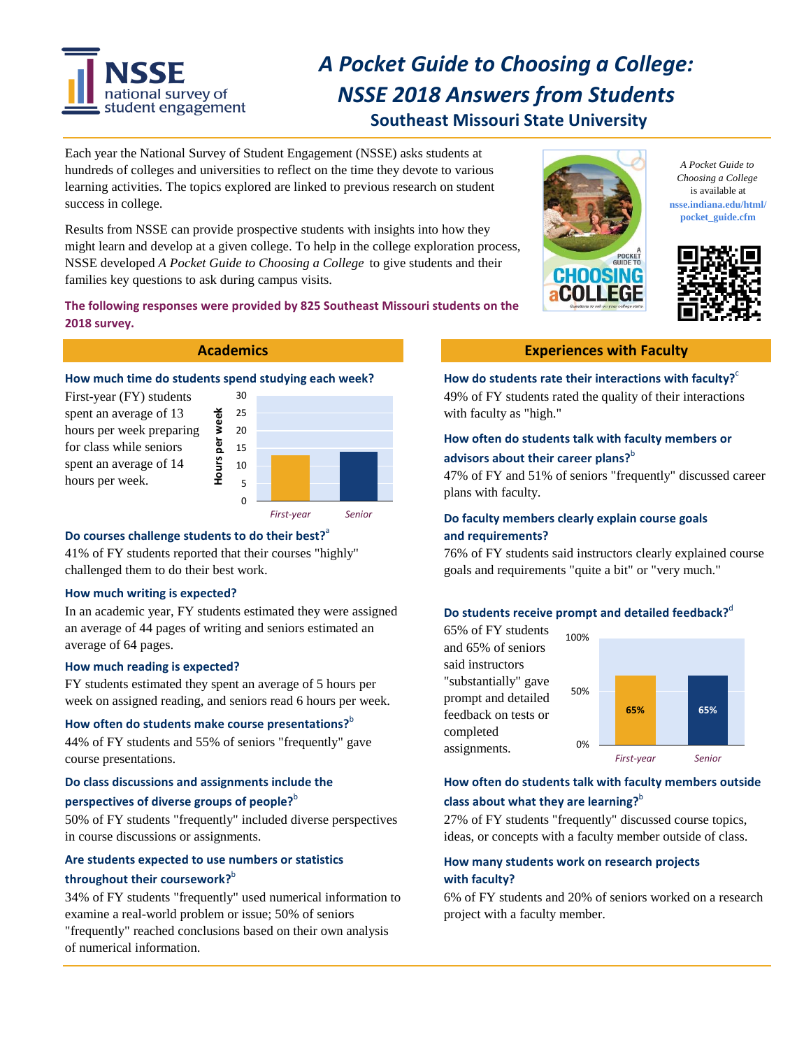# *A Pocket Guide to Choosing a College: NSSE 2018 Answers from Students*

## Southeast Missouri State University

Each year the National Survey of Student Engagement (NSSE) asks students at hundreds of colleges and universities to reflect on the time they devote to various learning activities. The topics explored are linked to previous research on student success in college.

Results from NSSE can provide prospective students with insights into how they might learn and develop at a given college. To help in the college exploration process, NSSE developed *A Pocket Guide to Choosing a College* to give students and their families key questions to ask during campus visits.

*A Pocket Guide to Choosing a College* is available at nsse.indiana.edu/html/pocket_guide.cfm

**The following responses were provided by 825 Southeast Missouri students on the 2018 survey.**

## Academics

### How much time do students spend studying each week?

First-year (FY) students spent an average of 13 hours per week preparing for class while seniors spent an average of 14 hours per week.

| | Hours per week |
|---|---|
| First-year | 13 |
| Senior | 14 |

### Do courses challenge students to do their best?[a]

41% of FY students reported that their courses "highly" challenged them to do their best work.

### How much writing is expected?

In an academic year, FY students estimated they were assigned an average of 44 pages of writing and seniors estimated an average of 64 pages.

### How much reading is expected?

FY students estimated they spent an average of 5 hours per week on assigned reading, and seniors read 6 hours per week.

### How often do students make course presentations?[b]

44% of FY students and 55% of seniors "frequently" gave course presentations.

### Do class discussions and assignments include the perspectives of diverse groups of people?[b]

50% of FY students "frequently" included diverse perspectives in course discussions or assignments.

### Are students expected to use numbers or statistics throughout their coursework?[b]

34% of FY students "frequently" used numerical information to examine a real-world problem or issue; 50% of seniors "frequently" reached conclusions based on their own analysis of numerical information.

## Experiences with Faculty

### How do students rate their interactions with faculty?[c]

49% of FY students rated the quality of their interactions with faculty as "high."

### How often do students talk with faculty members or advisors about their career plans?[b]

47% of FY and 51% of seniors "frequently" discussed career plans with faculty.

### Do faculty members clearly explain course goals and requirements?

76% of FY students said instructors clearly explained course goals and requirements "quite a bit" or "very much."

### Do students receive prompt and detailed feedback?[d]

65% of FY students and 65% of seniors said instructors "substantially" gave prompt and detailed feedback on tests or completed assignments.

| | Percent |
|---|---|
| First-year | 65% |
| Senior | 65% |

### How often do students talk with faculty members outside class about what they are learning?[b]

27% of FY students "frequently" discussed course topics, ideas, or concepts with a faculty member outside of class.

### How many students work on research projects with faculty?

6% of FY students and 20% of seniors worked on a research project with a faculty member.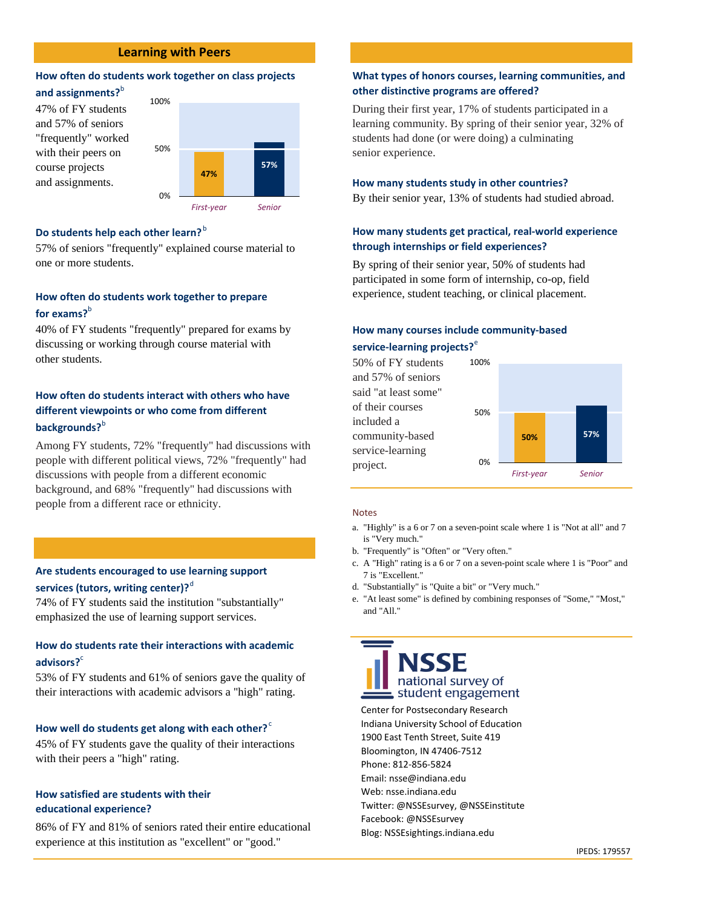## Learning with Peers

### How often do students work together on class projects and assignments?[b]

47% of FY students and 57% of seniors "frequently" worked with their peers on course projects and assignments.

100%
50%
0%
47%
57%
First-year
Senior

### Do students help each other learn?[b]

57% of seniors "frequently" explained course material to one or more students.

### How often do students work together to prepare for exams?[b]

40% of FY students "frequently" prepared for exams by discussing or working through course material with other students.

### How often do students interact with others who have different viewpoints or who come from different backgrounds?[b]

Among FY students, 72% "frequently" had discussions with people with different political views, 72% "frequently" had discussions with people from a different economic background, and 68% "frequently" had discussions with people from a different race or ethnicity.

### Are students encouraged to use learning support services (tutors, writing center)?[d]

74% of FY students said the institution "substantially" emphasized the use of learning support services.

### How do students rate their interactions with academic advisors?[c]

53% of FY students and 61% of seniors gave the quality of their interactions with academic advisors a "high" rating.

### How well do students get along with each other?[c]

45% of FY students gave the quality of their interactions with their peers a "high" rating.

### How satisfied are students with their educational experience?

86% of FY and 81% of seniors rated their entire educational experience at this institution as "excellent" or "good."

### What types of honors courses, learning communities, and other distinctive programs are offered?

During their first year, 17% of students participated in a learning community. By spring of their senior year, 32% of students had done (or were doing) a culminating senior experience.

### How many students study in other countries?

By their senior year, 13% of students had studied abroad.

### How many students get practical, real-world experience through internships or field experiences?

By spring of their senior year, 50% of students had participated in some form of internship, co-op, field experience, student teaching, or clinical placement.

### How many courses include community-based service-learning projects?[e]

50% of FY students and 57% of seniors said "at least some" of their courses included a community-based service-learning project.

100%
50%
0%
50%
57%
First-year
Senior

### Notes

a. "Highly" is a 6 or 7 on a seven-point scale where 1 is "Not at all" and 7 is "Very much."
b. "Frequently" is "Often" or "Very often."
c. A "High" rating is a 6 or 7 on a seven-point scale where 1 is "Poor" and 7 is "Excellent."
d. "Substantially" is "Quite a bit" or "Very much."
e. "At least some" is defined by combining responses of "Some," "Most," and "All."

**NSSE** national survey of student engagement

Center for Postsecondary Research
Indiana University School of Education
1900 East Tenth Street, Suite 419
Bloomington, IN 47406-7512
Phone: 812-856-5824
Email: nsse@indiana.edu
Web: nsse.indiana.edu
Twitter: @NSSEsurvey, @NSSEinstitute
Facebook: @NSSEsurvey
Blog: NSSEsightings.indiana.edu

IPEDS: 179557